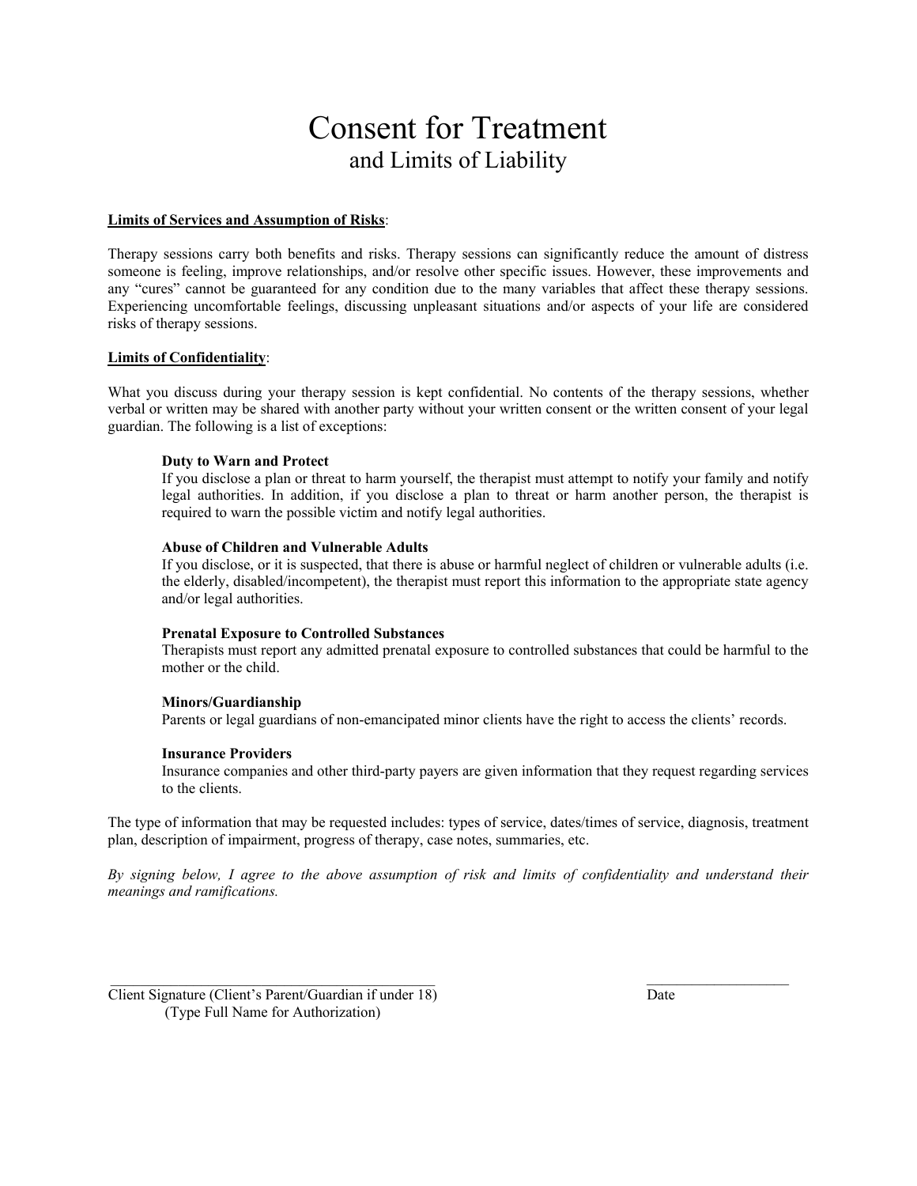# Consent for Treatment
## and Limits of Liability

**<u>Limits of Services and Assumption of Risks</u>**:

Therapy sessions carry both benefits and risks. Therapy sessions can significantly reduce the amount of distress someone is feeling, improve relationships, and/or resolve other specific issues. However, these improvements and any "cures" cannot be guaranteed for any condition due to the many variables that affect these therapy sessions. Experiencing uncomfortable feelings, discussing unpleasant situations and/or aspects of your life are considered risks of therapy sessions.

**<u>Limits of Confidentiality</u>**:

What you discuss during your therapy session is kept confidential. No contents of the therapy sessions, whether verbal or written may be shared with another party without your written consent or the written consent of your legal guardian. The following is a list of exceptions:

**Duty to Warn and Protect**
If you disclose a plan or threat to harm yourself, the therapist must attempt to notify your family and notify legal authorities. In addition, if you disclose a plan to threat or harm another person, the therapist is required to warn the possible victim and notify legal authorities.

**Abuse of Children and Vulnerable Adults**
If you disclose, or it is suspected, that there is abuse or harmful neglect of children or vulnerable adults (i.e. the elderly, disabled/incompetent), the therapist must report this information to the appropriate state agency and/or legal authorities.

**Prenatal Exposure to Controlled Substances**
Therapists must report any admitted prenatal exposure to controlled substances that could be harmful to the mother or the child.

**Minors/Guardianship**
Parents or legal guardians of non-emancipated minor clients have the right to access the clients' records.

**Insurance Providers**
Insurance companies and other third-party payers are given information that they request regarding services to the clients.

The type of information that may be requested includes: types of service, dates/times of service, diagnosis, treatment plan, description of impairment, progress of therapy, case notes, summaries, etc.

*By signing below, I agree to the above assumption of risk and limits of confidentiality and understand their meanings and ramifications.*

_______________________________________________ ____________________

Client Signature (Client's Parent/Guardian if under 18) Date
(Type Full Name for Authorization)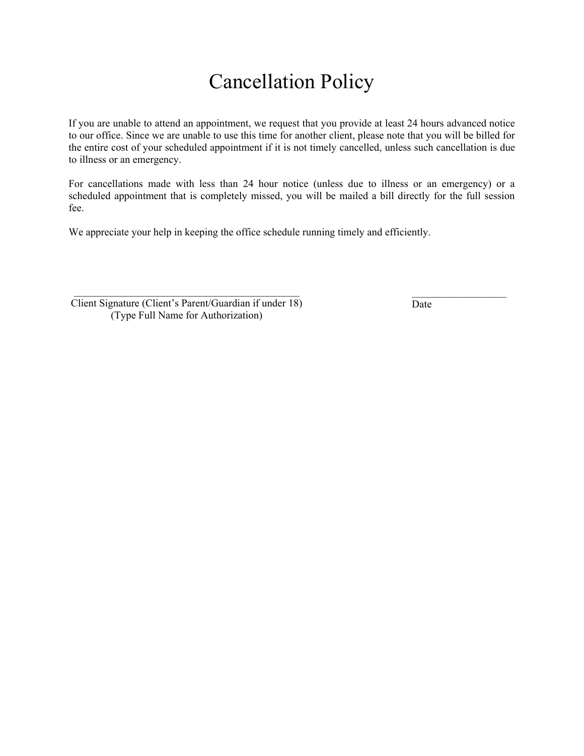# Cancellation Policy

If you are unable to attend an appointment, we request that you provide at least 24 hours advanced notice to our office. Since we are unable to use this time for another client, please note that you will be billed for the entire cost of your scheduled appointment if it is not timely cancelled, unless such cancellation is due to illness or an emergency.

For cancellations made with less than 24 hour notice (unless due to illness or an emergency) or a scheduled appointment that is completely missed, you will be mailed a bill directly for the full session fee.

We appreciate your help in keeping the office schedule running timely and efficiently.

______________________________________________
Client Signature (Client's Parent/Guardian if under 18)
(Type Full Name for Authorization)

___________________
Date